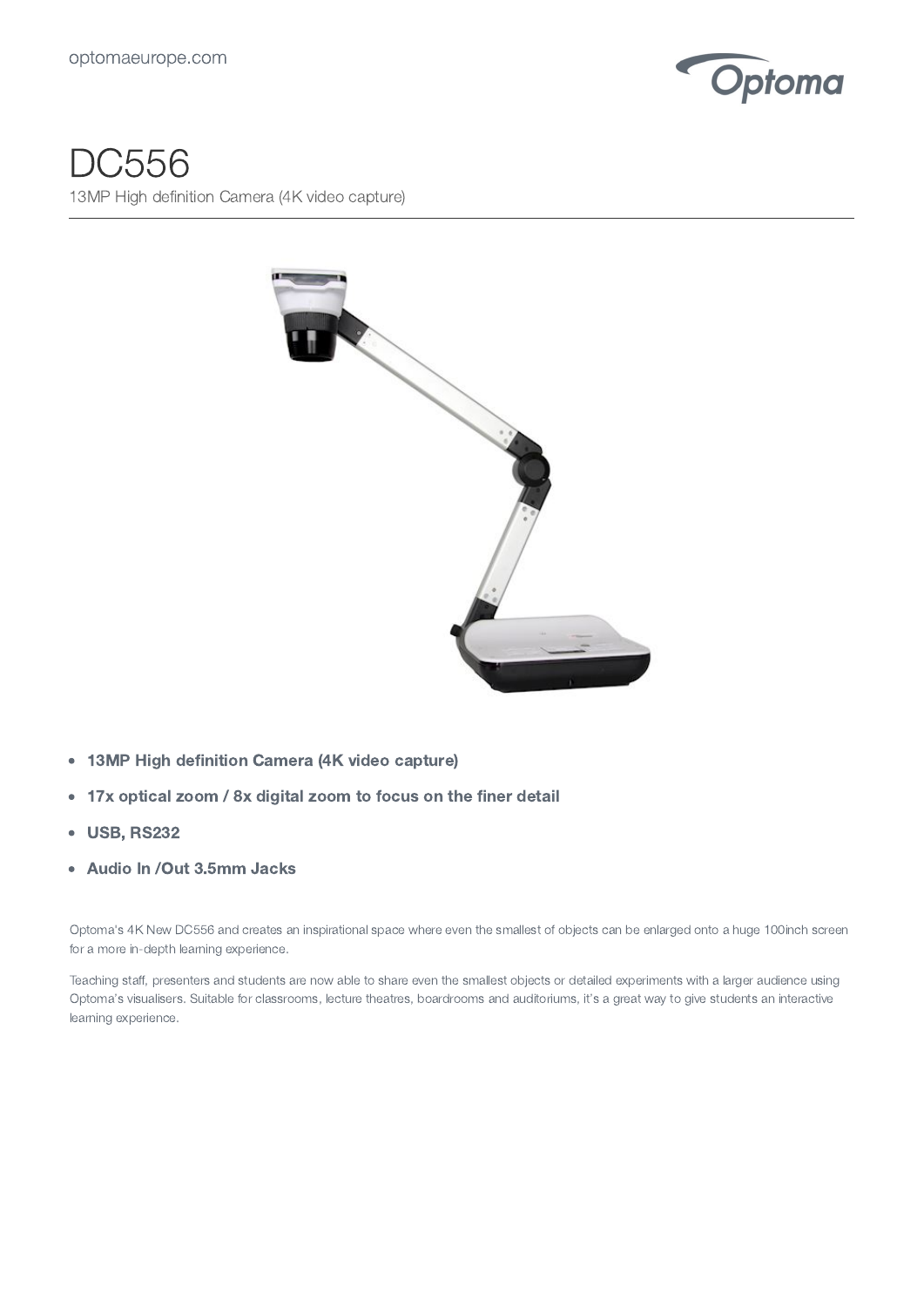optomaeurope.com

# DC556

13MP High definition Camera (4K video capture)

- **13MP High definition Camera (4K video capture)**
- **17x optical zoom / 8x digital zoom to focus on the finer detail**
- **USB, RS232**
- **Audio In /Out 3.5mm Jacks**

Optoma's 4K New DC556 and creates an inspirational space where even the smallest of objects can be enlarged onto a huge 100inch screen for a more in-depth learning experience.

Teaching staff, presenters and students are now able to share even the smallest objects or detailed experiments with a larger audience using Optoma's visualisers. Suitable for classrooms, lecture theatres, boardrooms and auditoriums, it's a great way to give students an interactive learning experience.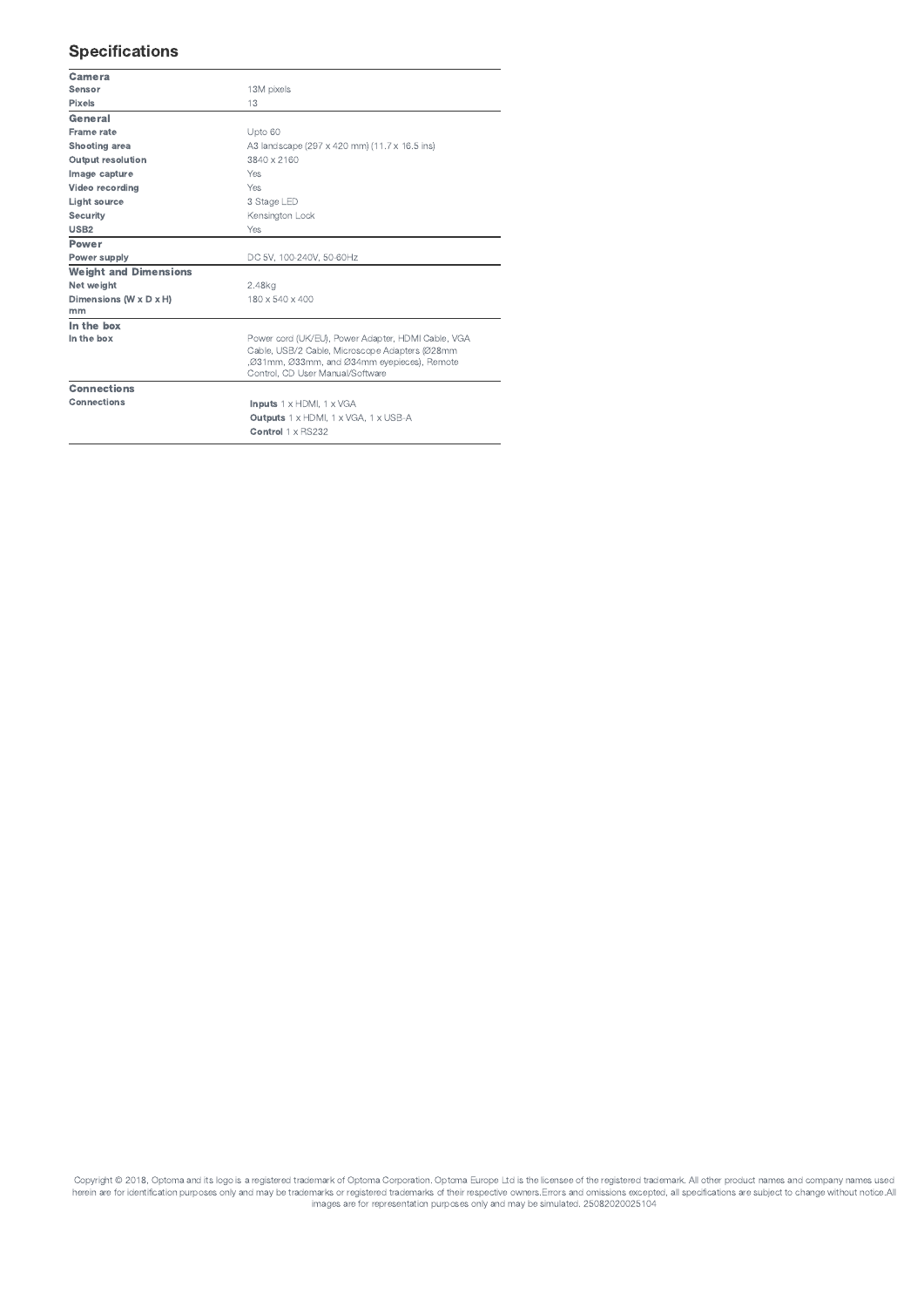## Specifications

| | |
|---|---|
| **Camera** | |
| **Sensor** | 13M pixels |
| **Pixels** | 13 |
| **General** | |
| **Frame rate** | Upto 60 |
| **Shooting area** | A3 landscape (297 x 420 mm) (11.7 x 16.5 ins) |
| **Output resolution** | 3840 x 2160 |
| **Image capture** | Yes |
| **Video recording** | Yes |
| **Light source** | 3 Stage LED |
| **Security** | Kensington Lock |
| **USB2** | Yes |
| **Power** | |
| **Power supply** | DC 5V, 100-240V, 50-60Hz |
| **Weight and Dimensions** | |
| **Net weight** | 2.48kg |
| **Dimensions (W x D x H) mm** | 180 x 540 x 400 |
| **In the box** | |
| **In the box** | Power cord (UK/EU), Power Adapter, HDMI Cable, VGA Cable, USB/2 Cable, Microscope Adapters (Ø28mm ,Ø31mm, Ø33mm, and Ø34mm eyepieces), Remote Control, CD User Manual/Software |
| **Connections** | |
| **Connections** | **Inputs** 1 x HDMI, 1 x VGA<br>**Outputs** 1 x HDMI, 1 x VGA, 1 x USB-A<br>**Control** 1 x RS232 |

Copyright © 2018, Optoma and its logo is a registered trademark of Optoma Corporation. Optoma Europe Ltd is the licensee of the registered trademark. All other product names and company names used herein are for identification purposes only and may be trademarks or registered trademarks of their respective owners.Errors and omissions excepted, all specifications are subject to change without notice.All images are for representation purposes only and may be simulated. 25082020025104